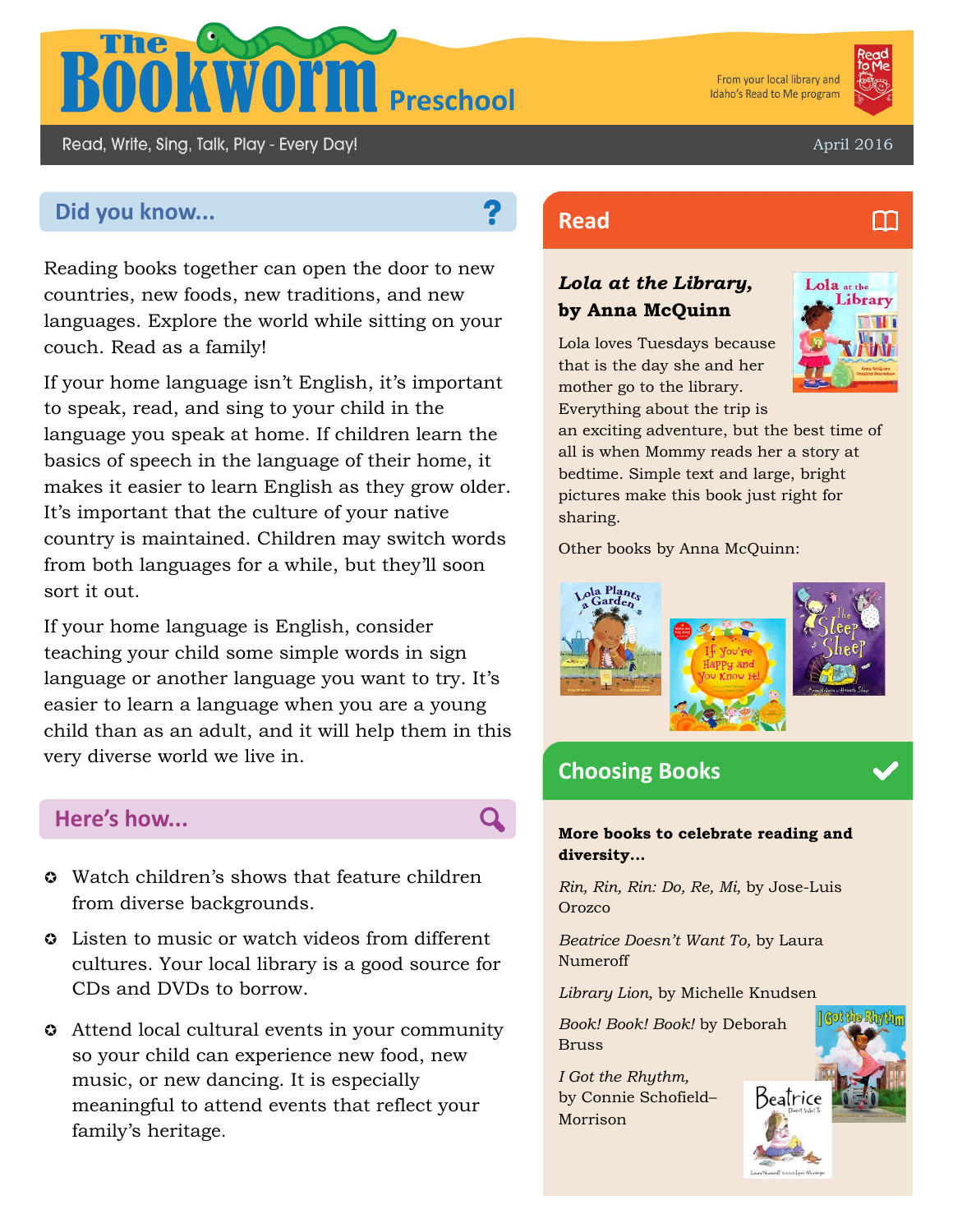# The Bookworm Preschool

From your local library and Idaho's Read to Me program

Read, Write, Sing, Talk, Play - Every Day!

April 2016

## Did you know...

Reading books together can open the door to new countries, new foods, new traditions, and new languages. Explore the world while sitting on your couch. Read as a family!

If your home language isn't English, it's important to speak, read, and sing to your child in the language you speak at home. If children learn the basics of speech in the language of their home, it makes it easier to learn English as they grow older. It's important that the culture of your native country is maintained. Children may switch words from both languages for a while, but they'll soon sort it out.

If your home language is English, consider teaching your child some simple words in sign language or another language you want to try. It's easier to learn a language when you are a young child than as an adult, and it will help them in this very diverse world we live in.

## Here's how...

- Watch children's shows that feature children from diverse backgrounds.
- Listen to music or watch videos from different cultures. Your local library is a good source for CDs and DVDs to borrow.
- Attend local cultural events in your community so your child can experience new food, new music, or new dancing. It is especially meaningful to attend events that reflect your family's heritage.

## Read

***Lola at the Library*, by Anna McQuinn**

Lola loves Tuesdays because that is the day she and her mother go to the library. Everything about the trip is an exciting adventure, but the best time of all is when Mommy reads her a story at bedtime. Simple text and large, bright pictures make this book just right for sharing.

Other books by Anna McQuinn:

## Choosing Books

**More books to celebrate reading and diversity...**

*Rin, Rin, Rin: Do, Re, Mi,* by Jose-Luis Orozco

*Beatrice Doesn't Want To,* by Laura Numeroff

*Library Lion,* by Michelle Knudsen

*Book! Book! Book!* by Deborah Bruss

*I Got the Rhythm,* by Connie Schofield–Morrison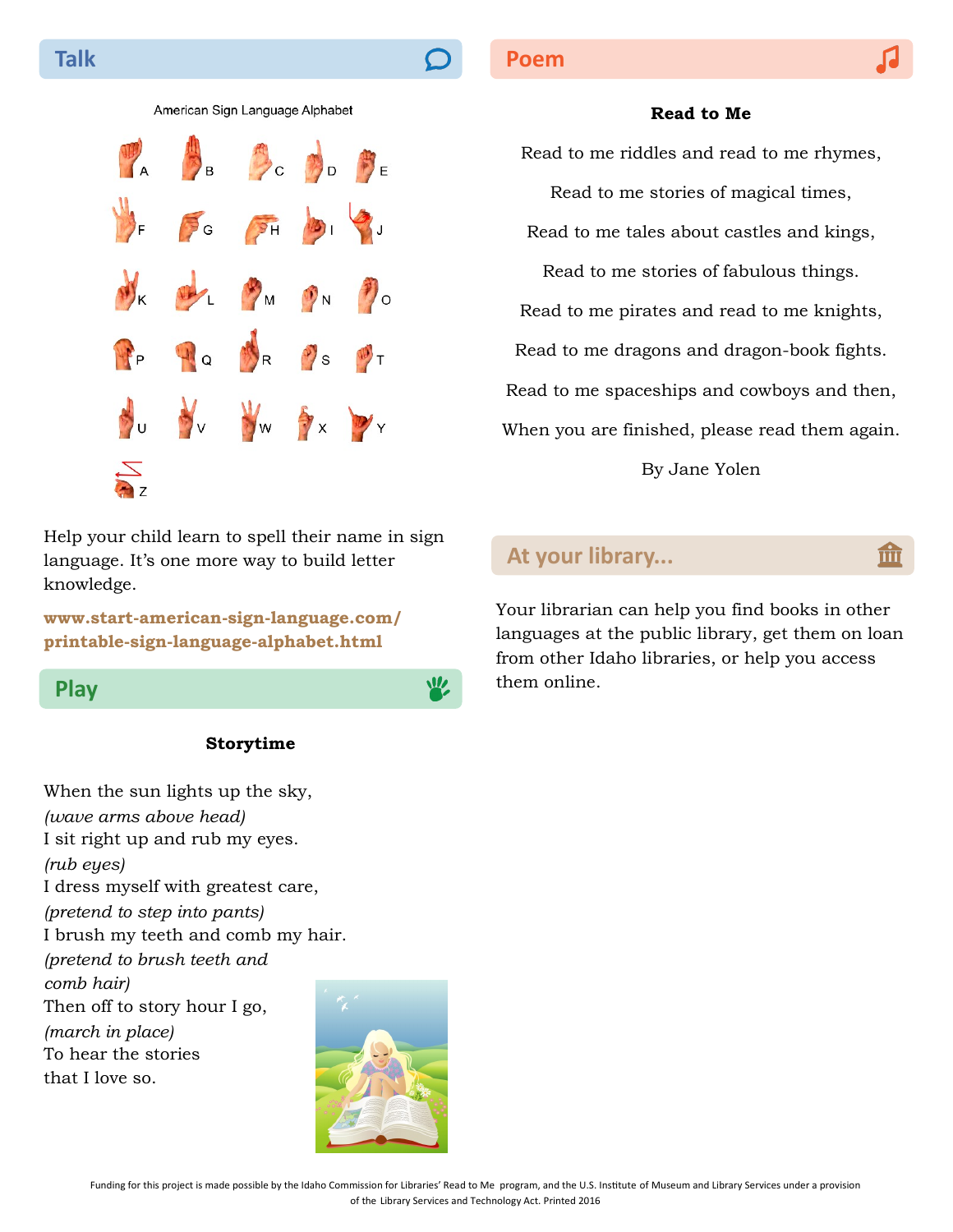## Talk

American Sign Language Alphabet

A B C D E
F G H I J
K L M N O
P Q R S T
U V W X Y
Z

Help your child learn to spell their name in sign language. It's one more way to build letter knowledge.

**www.start-american-sign-language.com/printable-sign-language-alphabet.html**

## Play

**Storytime**

When the sun lights up the sky,
*(wave arms above head)*
I sit right up and rub my eyes.
*(rub eyes)*
I dress myself with greatest care,
*(pretend to step into pants)*
I brush my teeth and comb my hair.
*(pretend to brush teeth and comb hair)*
Then off to story hour I go,
*(march in place)*
To hear the stories
that I love so.

## Poem

**Read to Me**

Read to me riddles and read to me rhymes,

Read to me stories of magical times,

Read to me tales about castles and kings,

Read to me stories of fabulous things.

Read to me pirates and read to me knights,

Read to me dragons and dragon-book fights.

Read to me spaceships and cowboys and then,

When you are finished, please read them again.

By Jane Yolen

## At your library...

Your librarian can help you find books in other languages at the public library, get them on loan from other Idaho libraries, or help you access them online.

Funding for this project is made possible by the Idaho Commission for Libraries' Read to Me program, and the U.S. Institute of Museum and Library Services under a provision of the Library Services and Technology Act. Printed 2016